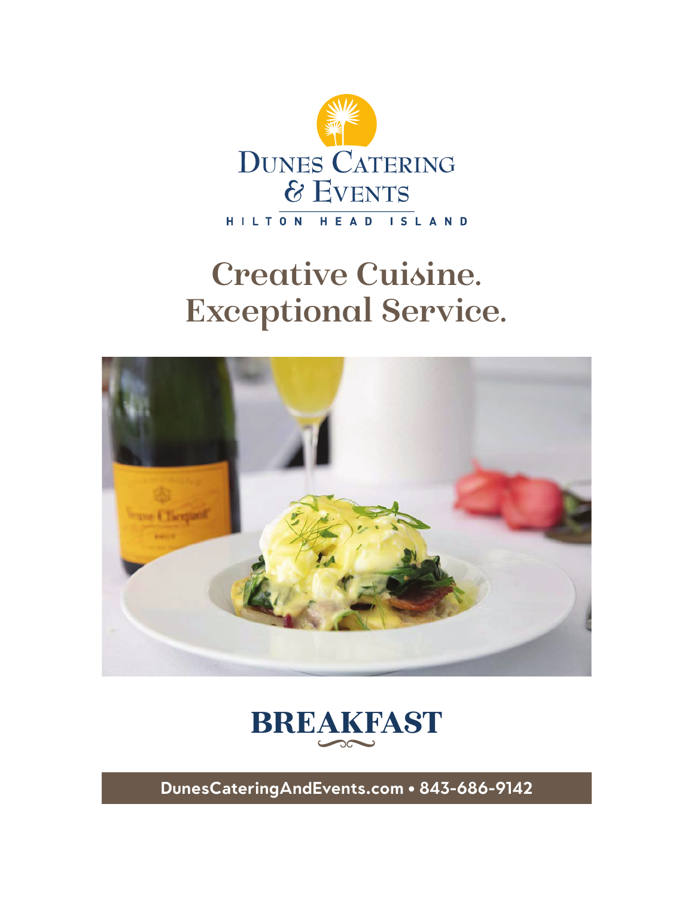# Dunes Catering & Events

HILTON HEAD ISLAND

## Creative Cuisine. Exceptional Service.

# BREAKFAST

DunesCateringAndEvents.com • 843-686-9142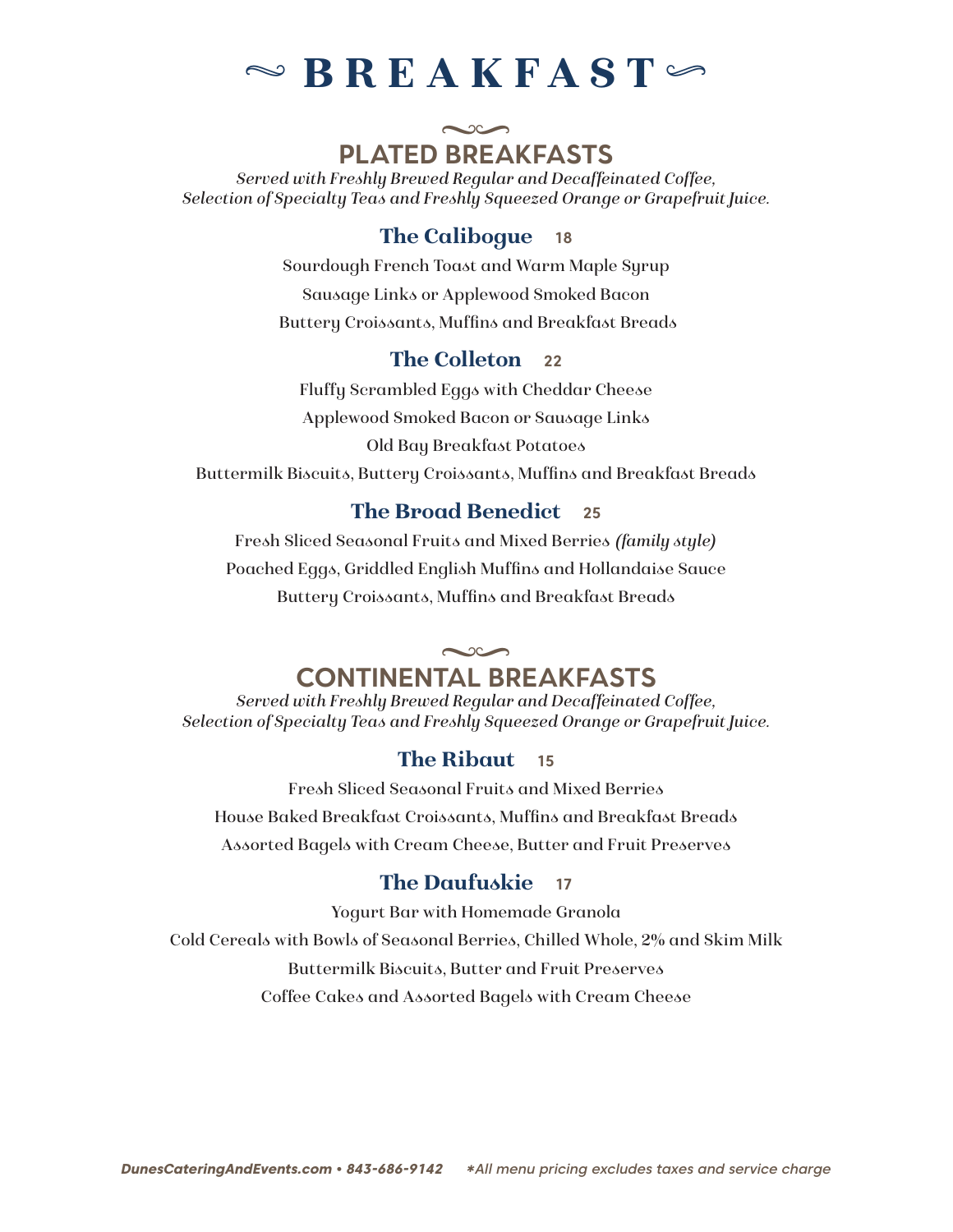# BREAKFAST

## PLATED BREAKFASTS

*Served with Freshly Brewed Regular and Decaffeinated Coffee, Selection of Specialty Teas and Freshly Squeezed Orange or Grapefruit Juice.*

### The Calibogue 18

Sourdough French Toast and Warm Maple Syrup
Sausage Links or Applewood Smoked Bacon
Buttery Croissants, Muffins and Breakfast Breads

### The Colleton 22

Fluffy Scrambled Eggs with Cheddar Cheese
Applewood Smoked Bacon or Sausage Links
Old Bay Breakfast Potatoes
Buttermilk Biscuits, Buttery Croissants, Muffins and Breakfast Breads

### The Broad Benedict 25

Fresh Sliced Seasonal Fruits and Mixed Berries *(family style)*
Poached Eggs, Griddled English Muffins and Hollandaise Sauce
Buttery Croissants, Muffins and Breakfast Breads

## CONTINENTAL BREAKFASTS

*Served with Freshly Brewed Regular and Decaffeinated Coffee, Selection of Specialty Teas and Freshly Squeezed Orange or Grapefruit Juice.*

### The Ribaut 15

Fresh Sliced Seasonal Fruits and Mixed Berries
House Baked Breakfast Croissants, Muffins and Breakfast Breads
Assorted Bagels with Cream Cheese, Butter and Fruit Preserves

### The Daufuskie 17

Yogurt Bar with Homemade Granola
Cold Cereals with Bowls of Seasonal Berries, Chilled Whole, 2% and Skim Milk
Buttermilk Biscuits, Butter and Fruit Preserves
Coffee Cakes and Assorted Bagels with Cream Cheese

*DunesCateringAndEvents.com • 843-686-9142 *All menu pricing excludes taxes and service charge*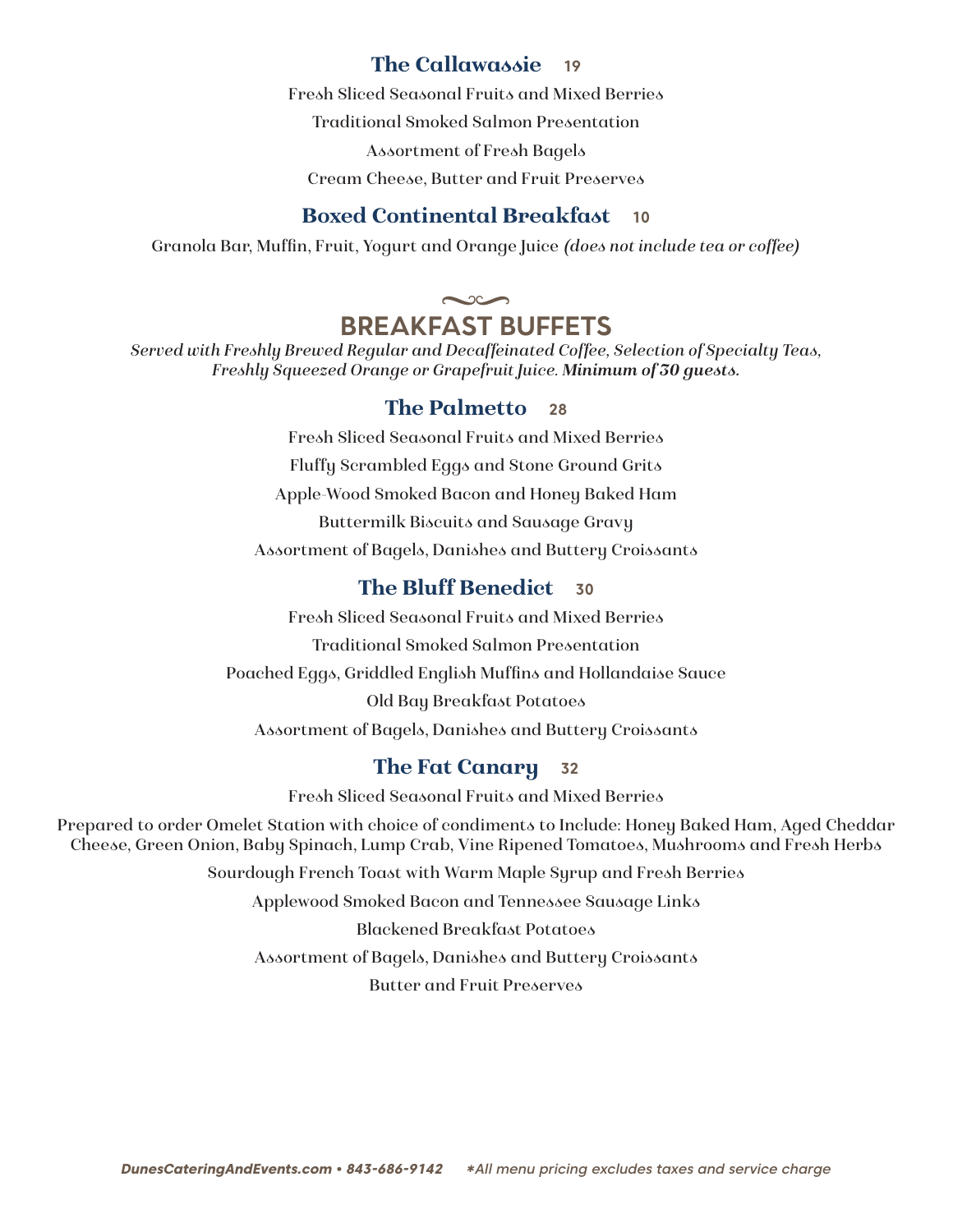### The Callawassie 19

Fresh Sliced Seasonal Fruits and Mixed Berries

Traditional Smoked Salmon Presentation

Assortment of Fresh Bagels

Cream Cheese, Butter and Fruit Preserves

### Boxed Continental Breakfast 10

Granola Bar, Muffin, Fruit, Yogurt and Orange Juice *(does not include tea or coffee)*

## BREAKFAST BUFFETS

*Served with Freshly Brewed Regular and Decaffeinated Coffee, Selection of Specialty Teas, Freshly Squeezed Orange or Grapefruit Juice.* ***Minimum of 30 guests.***

### The Palmetto 28

Fresh Sliced Seasonal Fruits and Mixed Berries

Fluffy Scrambled Eggs and Stone Ground Grits

Apple-Wood Smoked Bacon and Honey Baked Ham

Buttermilk Biscuits and Sausage Gravy

Assortment of Bagels, Danishes and Buttery Croissants

### The Bluff Benedict 30

Fresh Sliced Seasonal Fruits and Mixed Berries

Traditional Smoked Salmon Presentation

Poached Eggs, Griddled English Muffins and Hollandaise Sauce

Old Bay Breakfast Potatoes

Assortment of Bagels, Danishes and Buttery Croissants

### The Fat Canary 32

Fresh Sliced Seasonal Fruits and Mixed Berries

Prepared to order Omelet Station with choice of condiments to Include: Honey Baked Ham, Aged Cheddar Cheese, Green Onion, Baby Spinach, Lump Crab, Vine Ripened Tomatoes, Mushrooms and Fresh Herbs

Sourdough French Toast with Warm Maple Syrup and Fresh Berries

Applewood Smoked Bacon and Tennessee Sausage Links

Blackened Breakfast Potatoes

Assortment of Bagels, Danishes and Buttery Croissants

Butter and Fruit Preserves

*DunesCateringAndEvents.com • 843-686-9142 \*All menu pricing excludes taxes and service charge*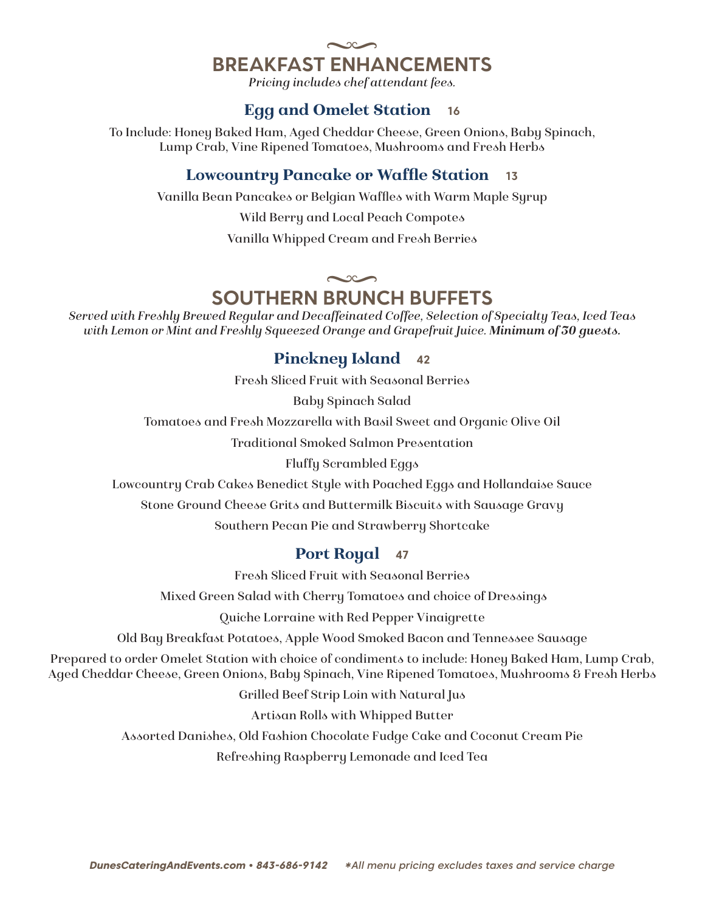# BREAKFAST ENHANCEMENTS

*Pricing includes chef attendant fees.*

## Egg and Omelet Station 16

To Include: Honey Baked Ham, Aged Cheddar Cheese, Green Onions, Baby Spinach, Lump Crab, Vine Ripened Tomatoes, Mushrooms and Fresh Herbs

## Lowcountry Pancake or Waffle Station 13

Vanilla Bean Pancakes or Belgian Waffles with Warm Maple Syrup

Wild Berry and Local Peach Compotes

Vanilla Whipped Cream and Fresh Berries

# SOUTHERN BRUNCH BUFFETS

*Served with Freshly Brewed Regular and Decaffeinated Coffee, Selection of Specialty Teas, Iced Teas with Lemon or Mint and Freshly Squeezed Orange and Grapefruit Juice.* ***Minimum of 30 guests.***

## Pinckney Island 42

Fresh Sliced Fruit with Seasonal Berries

Baby Spinach Salad

Tomatoes and Fresh Mozzarella with Basil Sweet and Organic Olive Oil

Traditional Smoked Salmon Presentation

Fluffy Scrambled Eggs

Lowcountry Crab Cakes Benedict Style with Poached Eggs and Hollandaise Sauce

Stone Ground Cheese Grits and Buttermilk Biscuits with Sausage Gravy

Southern Pecan Pie and Strawberry Shortcake

## Port Royal 47

Fresh Sliced Fruit with Seasonal Berries

Mixed Green Salad with Cherry Tomatoes and choice of Dressings

Quiche Lorraine with Red Pepper Vinaigrette

Old Bay Breakfast Potatoes, Apple Wood Smoked Bacon and Tennessee Sausage

Prepared to order Omelet Station with choice of condiments to include: Honey Baked Ham, Lump Crab, Aged Cheddar Cheese, Green Onions, Baby Spinach, Vine Ripened Tomatoes, Mushrooms & Fresh Herbs

Grilled Beef Strip Loin with Natural Jus

Artisan Rolls with Whipped Butter

Assorted Danishes, Old Fashion Chocolate Fudge Cake and Coconut Cream Pie

Refreshing Raspberry Lemonade and Iced Tea

*DunesCateringAndEvents.com • 843-686-9142 \*All menu pricing excludes taxes and service charge*